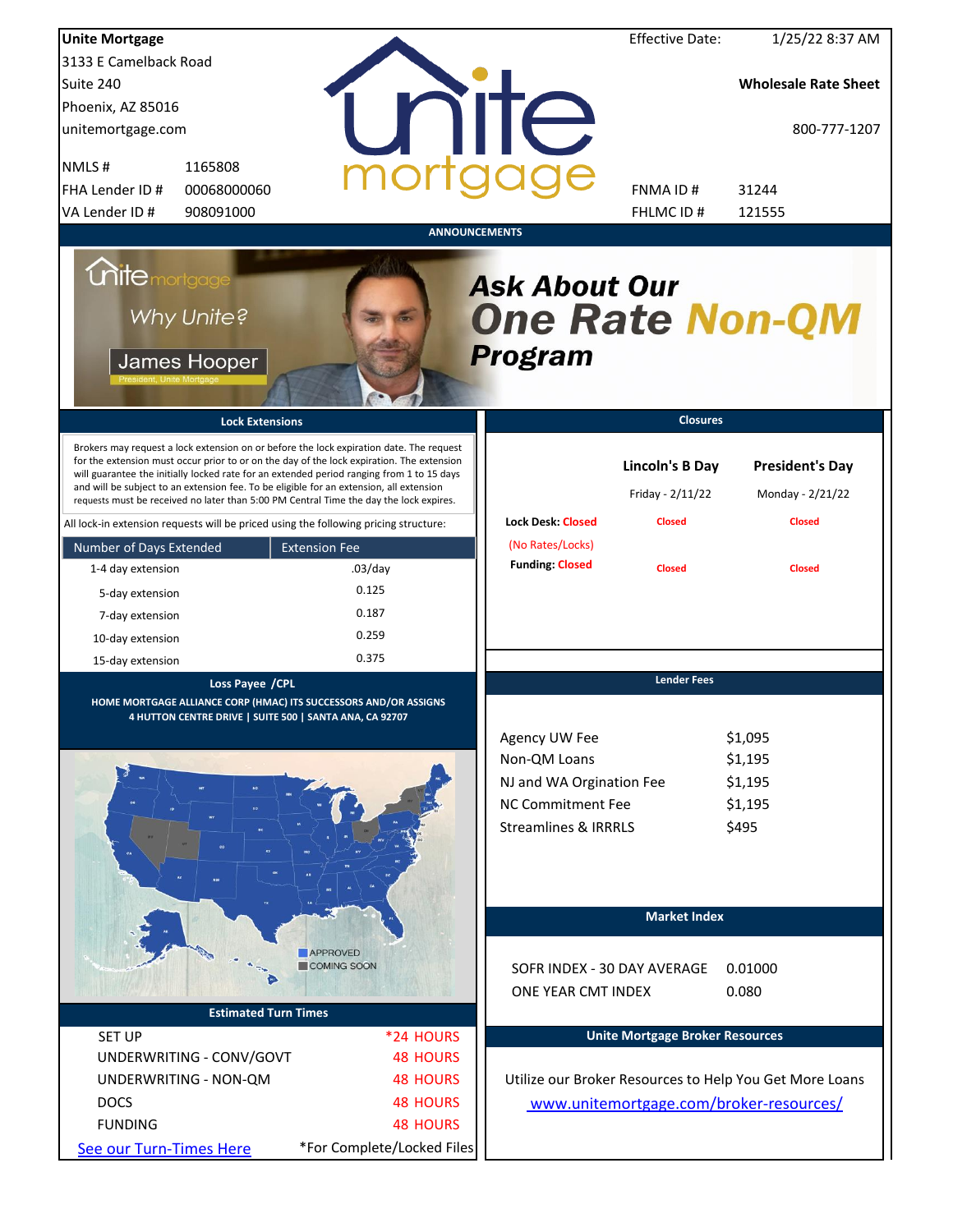**Unite Mortgage**
3133 E Camelback Road
Suite 240
Phoenix, AZ 85016
unitemortgage.com

| | |
|---|---|
| NMLS # | 1165808 |
| FHA Lender ID # | 00068000060 |
| VA Lender ID # | 908091000 |

Effective Date: 1/25/22 8:37 AM

**Wholesale Rate Sheet**

800-777-1207

| | |
|---|---|
| FNMA ID # | 31244 |
| FHLMC ID # | 121555 |

## ANNOUNCEMENTS

unite mortgage — Why Unite? — James Hooper, President, Unite Mortgage

***Ask About Our One Rate Non-QM Program***

## Lock Extensions

Brokers may request a lock extension on or before the lock expiration date. The request for the extension must occur prior to or on the day of the lock expiration. The extension will guarantee the initially locked rate for an extended period ranging from 1 to 15 days and will be subject to an extension fee. To be eligible for an extension, all extension requests must be received no later than 5:00 PM Central Time the day the lock expires.

All lock-in extension requests will be priced using the following pricing structure:

| Number of Days Extended | Extension Fee |
|---|---|
| 1-4 day extension | .03/day |
| 5-day extension | 0.125 |
| 7-day extension | 0.187 |
| 10-day extension | 0.259 |
| 15-day extension | 0.375 |

## Closures

| | Lincoln's B Day | President's Day |
|---|---|---|
| | Friday - 2/11/22 | Monday - 2/21/22 |
| Lock Desk: Closed (No Rates/Locks) | Closed | Closed |
| Funding: Closed | Closed | Closed |

## Loss Payee /CPL

HOME MORTGAGE ALLIANCE CORP (HMAC) ITS SUCCESSORS AND/OR ASSIGNS
4 HUTTON CENTRE DRIVE | SUITE 500 | SANTA ANA, CA 92707

APPROVED
COMING SOON

## Lender Fees

| | |
|---|---|
| Agency UW Fee | $1,095 |
| Non-QM Loans | $1,195 |
| NJ and WA Orgination Fee | $1,195 |
| NC Commitment Fee | $1,195 |
| Streamlines & IRRRLS | $495 |

## Market Index

| | |
|---|---|
| SOFR INDEX - 30 DAY AVERAGE | 0.01000 |
| ONE YEAR CMT INDEX | 0.080 |

## Estimated Turn Times

| | |
|---|---|
| SET UP | *24 HOURS |
| UNDERWRITING - CONV/GOVT | 48 HOURS |
| UNDERWRITING - NON-QM | 48 HOURS |
| DOCS | 48 HOURS |
| FUNDING | 48 HOURS |

See our Turn-Times Here — *For Complete/Locked Files

## Unite Mortgage Broker Resources

Utilize our Broker Resources to Help You Get More Loans
www.unitemortgage.com/broker-resources/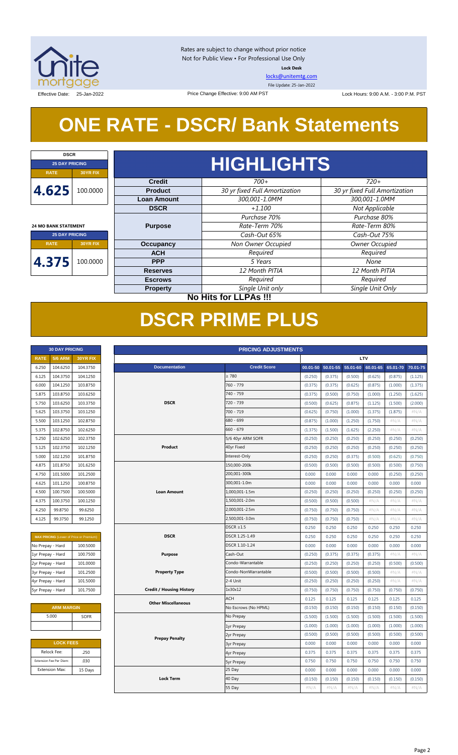Rates are subject to change without prior notice
Not for Public View • For Professional Use Only
**Lock Desk**
locks@unitemtg.com
File Update: 25-Jan-2022

Effective Date: 25-Jan-2022 | Price Change Effective: 9:00 AM PST | Lock Hours: 9:00 A.M. - 3:00 P.M. PST

# ONE RATE - DSCR/ Bank Statements

| DSCR | |
|---|---|
| **25 DAY PRICING** | |
| **RATE** | **30YR FIX** |
| 4.625 | 100.0000 |

| 24 MO BANK STATEMENT | |
|---|---|
| **25 DAY PRICING** | |
| **RATE** | **30YR FIX** |
| 4.375 | 100.0000 |

## HIGHLIGHTS

| | | |
|---|---|---|
| **Credit** | *700+* | *720+* |
| **Product** | *30 yr fixed Full Amortization* | *30 yr fixed Full Amortization* |
| **Loan Amount** | *300,001-1.0MM* | *300,001-1.0MM* |
| **DSCR** | *+1.100* | *Not Applicable* |
| **Purpose** | *Purchase 70%* <br> *Rate-Term 70%* <br> *Cash-Out 65%* | *Purchase 80%* <br> *Rate-Term 80%* <br> *Cash-Out 75%* |
| **Occupancy** | *Non Owner Occupied* | *Owner Occupied* |
| **ACH** | *Required* | *Required* |
| **PPP** | *5 Years* | *None* |
| **Reserves** | *12 Month PITIA* | *12 Month PITIA* |
| **Escrows** | *Required* | *Required* |
| **Property** | *Single Unit only* | *Single Unit Only* |

**No Hits for LLPAs !!!**

# DSCR PRIME PLUS

| 30 DAY PRICING | | |
|---|---|---|
| **RATE** | **5/6 ARM** | **30YR FIX** |
| 6.250 | 104.6250 | 104.3750 |
| 6.125 | 104.3750 | 104.1250 |
| 6.000 | 104.1250 | 103.8750 |
| 5.875 | 103.8750 | 103.6250 |
| 5.750 | 103.6250 | 103.3750 |
| 5.625 | 103.3750 | 103.1250 |
| 5.500 | 103.1250 | 102.8750 |
| 5.375 | 102.8750 | 102.6250 |
| 5.250 | 102.6250 | 102.3750 |
| 5.125 | 102.3750 | 102.1250 |
| 5.000 | 102.1250 | 101.8750 |
| 4.875 | 101.8750 | 101.6250 |
| 4.750 | 101.5000 | 101.2500 |
| 4.625 | 101.1250 | 100.8750 |
| 4.500 | 100.7500 | 100.5000 |
| 4.375 | 100.3750 | 100.1250 |
| 4.250 | 99.8750 | 99.6250 |
| 4.125 | 99.3750 | 99.1250 |

| MAX PRICING (Lower of Price or Premium) | |
|---|---|
| No Prepay - Hard | 100.5000 |
| 1yr Prepay - Hard | 100.7500 |
| 2yr Prepay - Hard | 101.0000 |
| 3yr Prepay - Hard | 101.2500 |
| 4yr Prepay - Hard | 101.5000 |
| 5yr Prepay - Hard | 101.7500 |

| ARM MARGIN | |
|---|---|
| 5.000 | SOFR |

| LOCK FEES | |
|---|---|
| Relock Fee: | .250 |
| Extension Fee Per Diem: | .030 |
| Extension Max: | 15 Days |

| PRICING ADJUSTMENTS | | | | | | | |
|---|---|---|---|---|---|---|---|
| | | LTV | | | | | |
| **Documentation** | **Credit Score** | **00.01-50** | **50.01-55** | **55.01-60** | **60.01-65** | **65.01-70** | **70.01-75** |
| DSCR | ≥ 780 | (0.250) | (0.375) | (0.500) | (0.625) | (0.875) | (1.125) |
| | 760 - 779 | (0.375) | (0.375) | (0.625) | (0.875) | (1.000) | (1.375) |
| | 740 - 759 | (0.375) | (0.500) | (0.750) | (1.000) | (1.250) | (1.625) |
| | 720 - 739 | (0.500) | (0.625) | (0.875) | (1.125) | (1.500) | (2.000) |
| | 700 - 719 | (0.625) | (0.750) | (1.000) | (1.375) | (1.875) | #N/A |
| | 680 - 699 | (0.875) | (1.000) | (1.250) | (1.750) | #N/A | #N/A |
| | 660 - 679 | (1.375) | (1.500) | (1.625) | (2.250) | #N/A | #N/A |
| Product | 5/6 40yr ARM SOFR | (0.250) | (0.250) | (0.250) | (0.250) | (0.250) | (0.250) |
| | 40yr Fixed | (0.250) | (0.250) | (0.250) | (0.250) | (0.250) | (0.250) |
| | Interest-Only | (0.250) | (0.250) | (0.375) | (0.500) | (0.625) | (0.750) |
| Loan Amount | 150,000-200k | (0.500) | (0.500) | (0.500) | (0.500) | (0.500) | (0.750) |
| | 200,001-300k | 0.000 | 0.000 | 0.000 | 0.000 | (0.250) | (0.250) |
| | 300,001-1.0m | 0.000 | 0.000 | 0.000 | 0.000 | 0.000 | 0.000 |
| | 1,000,001-1.5m | (0.250) | (0.250) | (0.250) | (0.250) | (0.250) | (0.250) |
| | 1,500,001-2.0m | (0.500) | (0.500) | (0.500) | #N/A | #N/A | #N/A |
| | 2,000,001-2.5m | (0.750) | (0.750) | (0.750) | #N/A | #N/A | #N/A |
| | 2,500,001-3.0m | (0.750) | (0.750) | (0.750) | #N/A | #N/A | #N/A |
| DSCR | DSCR ≥1.5 | 0.250 | 0.250 | 0.250 | 0.250 | 0.250 | 0.250 |
| | DSCR 1.25-1.49 | 0.250 | 0.250 | 0.250 | 0.250 | 0.250 | 0.250 |
| | DSCR 1.10-1.24 | 0.000 | 0.000 | 0.000 | 0.000 | 0.000 | 0.000 |
| Purpose | Cash-Out | (0.250) | (0.375) | (0.375) | (0.375) | #N/A | #N/A |
| Property Type | Condo-Warrantable | (0.250) | (0.250) | (0.250) | (0.250) | (0.500) | (0.500) |
| | Condo-NonWarrantable | (0.500) | (0.500) | (0.500) | (0.500) | #N/A | #N/A |
| | 2-4 Unit | (0.250) | (0.250) | (0.250) | (0.250) | #N/A | #N/A |
| Credit / Housing History | 1x30x12 | (0.750) | (0.750) | (0.750) | (0.750) | (0.750) | (0.750) |
| Other Miscellaneous | ACH | 0.125 | 0.125 | 0.125 | 0.125 | 0.125 | 0.125 |
| | No Escrows (No HPML) | (0.150) | (0.150) | (0.150) | (0.150) | (0.150) | (0.150) |
| Prepay Penalty | No Prepay | (1.500) | (1.500) | (1.500) | (1.500) | (1.500) | (1.500) |
| | 1yr Prepay | (1.000) | (1.000) | (1.000) | (1.000) | (1.000) | (1.000) |
| | 2yr Prepay | (0.500) | (0.500) | (0.500) | (0.500) | (0.500) | (0.500) |
| | 3yr Prepay | 0.000 | 0.000 | 0.000 | 0.000 | 0.000 | 0.000 |
| | 4yr Prepay | 0.375 | 0.375 | 0.375 | 0.375 | 0.375 | 0.375 |
| | 5yr Prepay | 0.750 | 0.750 | 0.750 | 0.750 | 0.750 | 0.750 |
| Lock Term | 25 Day | 0.000 | 0.000 | 0.000 | 0.000 | 0.000 | 0.000 |
| | 40 Day | (0.150) | (0.150) | (0.150) | (0.150) | (0.150) | (0.150) |
| | 55 Day | #N/A | #N/A | #N/A | #N/A | #N/A | #N/A |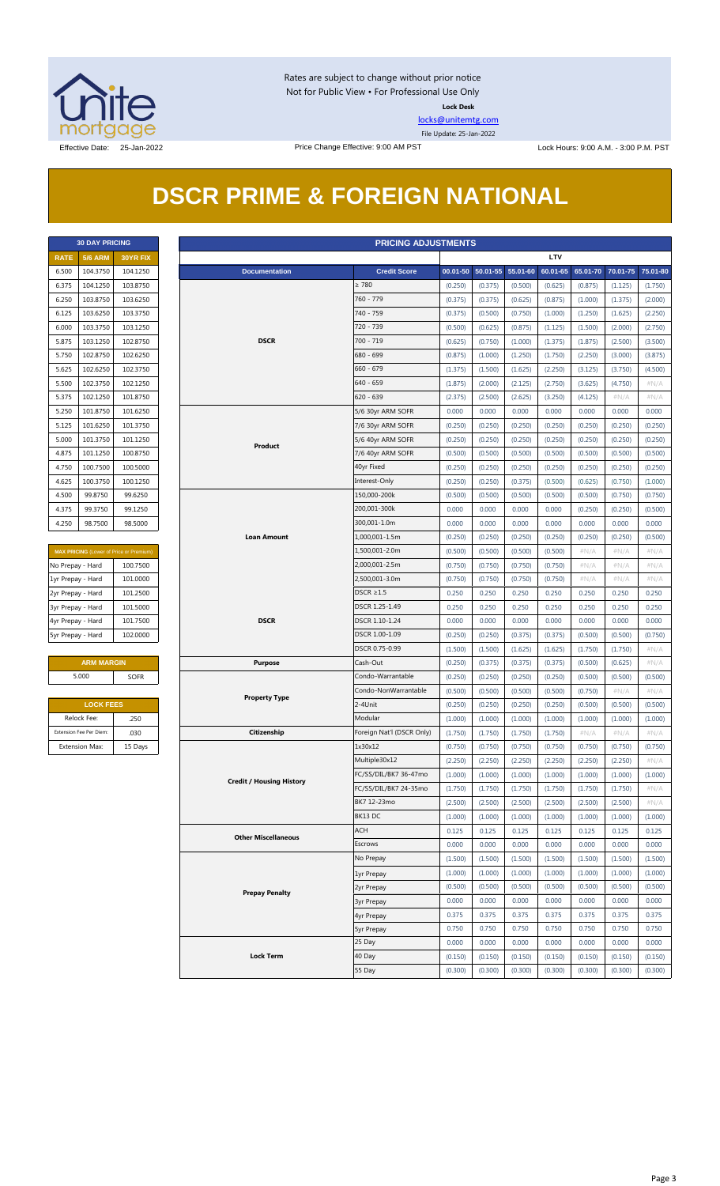Rates are subject to change without prior notice
Not for Public View • For Professional Use Only

**Lock Desk**

locks@unitemtg.com

File Update: 25-Jan-2022

Effective Date: 25-Jan-2022

Price Change Effective: 9:00 AM PST

Lock Hours: 9:00 A.M. - 3:00 P.M. PST

# DSCR PRIME & FOREIGN NATIONAL

| 30 DAY PRICING | | |
|---|---|---|
| RATE | 5/6 ARM | 30YR FIX |
| 6.500 | 104.3750 | 104.1250 |
| 6.375 | 104.1250 | 103.8750 |
| 6.250 | 103.8750 | 103.6250 |
| 6.125 | 103.6250 | 103.3750 |
| 6.000 | 103.3750 | 103.1250 |
| 5.875 | 103.1250 | 102.8750 |
| 5.750 | 102.8750 | 102.6250 |
| 5.625 | 102.6250 | 102.3750 |
| 5.500 | 102.3750 | 102.1250 |
| 5.375 | 102.1250 | 101.8750 |
| 5.250 | 101.8750 | 101.6250 |
| 5.125 | 101.6250 | 101.3750 |
| 5.000 | 101.3750 | 101.1250 |
| 4.875 | 101.1250 | 100.8750 |
| 4.750 | 100.7500 | 100.5000 |
| 4.625 | 100.3750 | 100.1250 |
| 4.500 | 99.8750 | 99.6250 |
| 4.375 | 99.3750 | 99.1250 |
| 4.250 | 98.7500 | 98.5000 |

| MAX PRICING (Lower of Price or Premium) | |
|---|---|
| No Prepay - Hard | 100.7500 |
| 1yr Prepay - Hard | 101.0000 |
| 2yr Prepay - Hard | 101.2500 |
| 3yr Prepay - Hard | 101.5000 |
| 4yr Prepay - Hard | 101.7500 |
| 5yr Prepay - Hard | 102.0000 |

| ARM MARGIN | |
|---|---|
| 5.000 | SOFR |

| LOCK FEES | |
|---|---|
| Relock Fee: | .250 |
| Extension Fee Per Diem: | .030 |
| Extension Max: | 15 Days |

| PRICING ADJUSTMENTS | | | | | | | | |
|---|---|---|---|---|---|---|---|---|
| | | LTV | | | | | | |
| Documentation | Credit Score | 00.01-50 | 50.01-55 | 55.01-60 | 60.01-65 | 65.01-70 | 70.01-75 | 75.01-80 |
| DSCR | ≥ 780 | (0.250) | (0.375) | (0.500) | (0.625) | (0.875) | (1.125) | (1.750) |
| | 760 - 779 | (0.375) | (0.375) | (0.625) | (0.875) | (1.000) | (1.375) | (2.000) |
| | 740 - 759 | (0.375) | (0.500) | (0.750) | (1.000) | (1.250) | (1.625) | (2.250) |
| | 720 - 739 | (0.500) | (0.625) | (0.875) | (1.125) | (1.500) | (2.000) | (2.750) |
| | 700 - 719 | (0.625) | (0.750) | (1.000) | (1.375) | (1.875) | (2.500) | (3.500) |
| | 680 - 699 | (0.875) | (1.000) | (1.250) | (1.750) | (2.250) | (3.000) | (3.875) |
| | 660 - 679 | (1.375) | (1.500) | (1.625) | (2.250) | (3.125) | (3.750) | (4.500) |
| | 640 - 659 | (1.875) | (2.000) | (2.125) | (2.750) | (3.625) | (4.750) | #N/A |
| | 620 - 639 | (2.375) | (2.500) | (2.625) | (3.250) | (4.125) | #N/A | #N/A |
| Product | 5/6 30yr ARM SOFR | 0.000 | 0.000 | 0.000 | 0.000 | 0.000 | 0.000 | 0.000 |
| | 7/6 30yr ARM SOFR | (0.250) | (0.250) | (0.250) | (0.250) | (0.250) | (0.250) | (0.250) |
| | 5/6 40yr ARM SOFR | (0.250) | (0.250) | (0.250) | (0.250) | (0.250) | (0.250) | (0.250) |
| | 7/6 40yr ARM SOFR | (0.500) | (0.500) | (0.500) | (0.500) | (0.500) | (0.500) | (0.500) |
| | 40yr Fixed | (0.250) | (0.250) | (0.250) | (0.250) | (0.250) | (0.250) | (0.250) |
| | Interest-Only | (0.250) | (0.250) | (0.375) | (0.500) | (0.625) | (0.750) | (1.000) |
| Loan Amount | 150,000-200k | (0.500) | (0.500) | (0.500) | (0.500) | (0.500) | (0.750) | (0.750) |
| | 200,001-300k | 0.000 | 0.000 | 0.000 | 0.000 | (0.250) | (0.250) | (0.500) |
| | 300,001-1.0m | 0.000 | 0.000 | 0.000 | 0.000 | 0.000 | 0.000 | 0.000 |
| | 1,000,001-1.5m | (0.250) | (0.250) | (0.250) | (0.250) | (0.250) | (0.250) | (0.500) |
| | 1,500,001-2.0m | (0.500) | (0.500) | (0.500) | (0.500) | #N/A | #N/A | #N/A |
| | 2,000,001-2.5m | (0.750) | (0.750) | (0.750) | (0.750) | #N/A | #N/A | #N/A |
| | 2,500,001-3.0m | (0.750) | (0.750) | (0.750) | (0.750) | #N/A | #N/A | #N/A |
| DSCR | DSCR ≥1.5 | 0.250 | 0.250 | 0.250 | 0.250 | 0.250 | 0.250 | 0.250 |
| | DSCR 1.25-1.49 | 0.250 | 0.250 | 0.250 | 0.250 | 0.250 | 0.250 | 0.250 |
| | DSCR 1.10-1.24 | 0.000 | 0.000 | 0.000 | 0.000 | 0.000 | 0.000 | 0.000 |
| | DSCR 1.00-1.09 | (0.250) | (0.250) | (0.375) | (0.375) | (0.500) | (0.500) | (0.750) |
| | DSCR 0.75-0.99 | (1.500) | (1.500) | (1.625) | (1.625) | (1.750) | (1.750) | #N/A |
| Purpose | Cash-Out | (0.250) | (0.375) | (0.375) | (0.375) | (0.500) | (0.625) | #N/A |
| Property Type | Condo-Warrantable | (0.250) | (0.250) | (0.250) | (0.250) | (0.500) | (0.500) | (0.500) |
| | Condo-NonWarrantable | (0.500) | (0.500) | (0.500) | (0.500) | (0.750) | #N/A | #N/A |
| | 2-4Unit | (0.250) | (0.250) | (0.250) | (0.250) | (0.500) | (0.500) | (0.500) |
| | Modular | (1.000) | (1.000) | (1.000) | (1.000) | (1.000) | (1.000) | (1.000) |
| Citizenship | Foreign Nat'l (DSCR Only) | (1.750) | (1.750) | (1.750) | (1.750) | #N/A | #N/A | #N/A |
| Credit / Housing History | 1x30x12 | (0.750) | (0.750) | (0.750) | (0.750) | (0.750) | (0.750) | (0.750) |
| | Multiple30x12 | (2.250) | (2.250) | (2.250) | (2.250) | (2.250) | (2.250) | #N/A |
| | FC/SS/DIL/BK7 36-47mo | (1.000) | (1.000) | (1.000) | (1.000) | (1.000) | (1.000) | (1.000) |
| | FC/SS/DIL/BK7 24-35mo | (1.750) | (1.750) | (1.750) | (1.750) | (1.750) | (1.750) | #N/A |
| | BK7 12-23mo | (2.500) | (2.500) | (2.500) | (2.500) | (2.500) | (2.500) | #N/A |
| | BK13 DC | (1.000) | (1.000) | (1.000) | (1.000) | (1.000) | (1.000) | (1.000) |
| Other Miscellaneous | ACH | 0.125 | 0.125 | 0.125 | 0.125 | 0.125 | 0.125 | 0.125 |
| | Escrows | 0.000 | 0.000 | 0.000 | 0.000 | 0.000 | 0.000 | 0.000 |
| Prepay Penalty | No Prepay | (1.500) | (1.500) | (1.500) | (1.500) | (1.500) | (1.500) | (1.500) |
| | 1yr Prepay | (1.000) | (1.000) | (1.000) | (1.000) | (1.000) | (1.000) | (1.000) |
| | 2yr Prepay | (0.500) | (0.500) | (0.500) | (0.500) | (0.500) | (0.500) | (0.500) |
| | 3yr Prepay | 0.000 | 0.000 | 0.000 | 0.000 | 0.000 | 0.000 | 0.000 |
| | 4yr Prepay | 0.375 | 0.375 | 0.375 | 0.375 | 0.375 | 0.375 | 0.375 |
| | 5yr Prepay | 0.750 | 0.750 | 0.750 | 0.750 | 0.750 | 0.750 | 0.750 |
| Lock Term | 25 Day | 0.000 | 0.000 | 0.000 | 0.000 | 0.000 | 0.000 | 0.000 |
| | 40 Day | (0.150) | (0.150) | (0.150) | (0.150) | (0.150) | (0.150) | (0.150) |
| | 55 Day | (0.300) | (0.300) | (0.300) | (0.300) | (0.300) | (0.300) | (0.300) |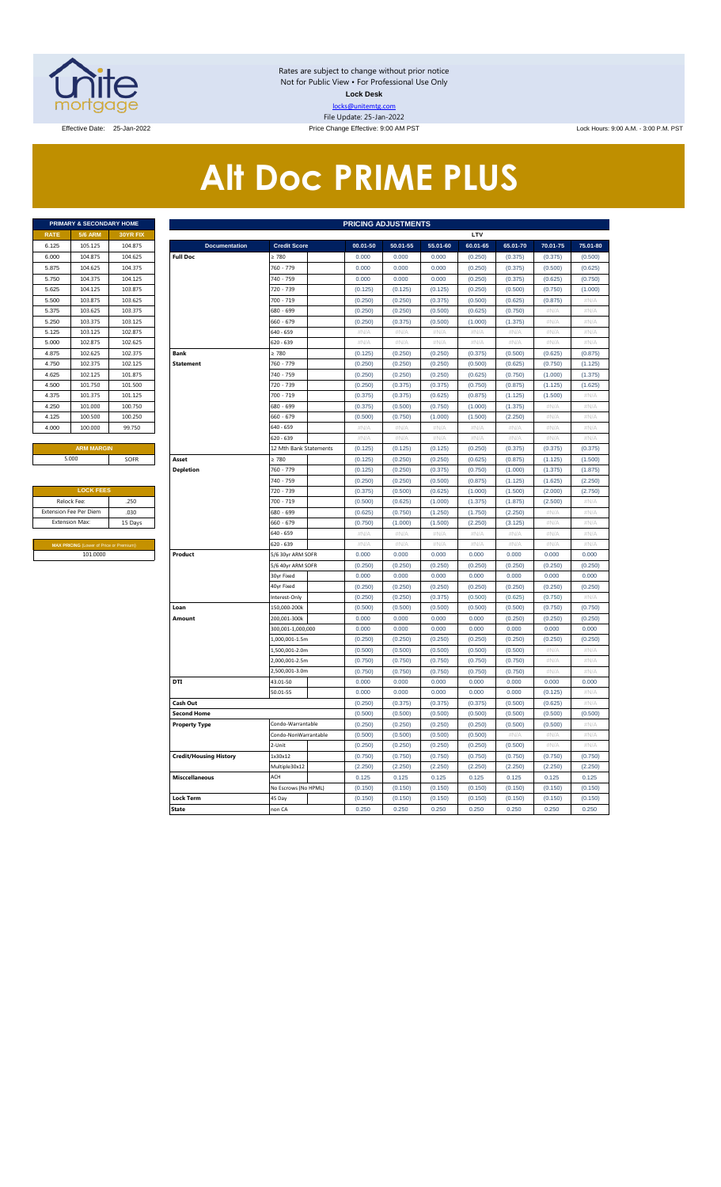Rates are subject to change without prior notice
Not for Public View • For Professional Use Only
**Lock Desk**
locks@unitemtg.com
File Update: 25-Jan-2022

Effective Date: 25-Jan-2022 | Price Change Effective: 9:00 AM PST | Lock Hours: 9:00 A.M. - 3:00 P.M. PST

# Alt Doc PRIME PLUS

| PRIMARY & SECONDARY HOME | | |
|---|---|---|
| RATE | 5/6 ARM | 30YR FIX |
| 6.125 | 105.125 | 104.875 |
| 6.000 | 104.875 | 104.625 |
| 5.875 | 104.625 | 104.375 |
| 5.750 | 104.375 | 104.125 |
| 5.625 | 104.125 | 103.875 |
| 5.500 | 103.875 | 103.625 |
| 5.375 | 103.625 | 103.375 |
| 5.250 | 103.375 | 103.125 |
| 5.125 | 103.125 | 102.875 |
| 5.000 | 102.875 | 102.625 |
| 4.875 | 102.625 | 102.375 |
| 4.750 | 102.375 | 102.125 |
| 4.625 | 102.125 | 101.875 |
| 4.500 | 101.750 | 101.500 |
| 4.375 | 101.375 | 101.125 |
| 4.250 | 101.000 | 100.750 |
| 4.125 | 100.500 | 100.250 |
| 4.000 | 100.000 | 99.750 |

| ARM MARGIN | |
|---|---|
| 5.000 | SOFR |

| LOCK FEES | |
|---|---|
| Relock Fee: | .250 |
| Extension Fee Per Diem | .030 |
| Extension Max: | 15 Days |

| MAX PRICING (Lower of Price or Premium) |
|---|
| 101.0000 |

| PRICING ADJUSTMENTS | | | | | | | | | |
|---|---|---|---|---|---|---|---|---|---|
| | | LTV | | | | | | | |
| Documentation | Credit Score | | 00.01-50 | 50.01-55 | 55.01-60 | 60.01-65 | 65.01-70 | 70.01-75 | 75.01-80 |
| Full Doc | ≥ 780 | | 0.000 | 0.000 | 0.000 | (0.250) | (0.375) | (0.375) | (0.500) |
| | 760 - 779 | | 0.000 | 0.000 | 0.000 | (0.250) | (0.375) | (0.500) | (0.625) |
| | 740 - 759 | | 0.000 | 0.000 | 0.000 | (0.250) | (0.375) | (0.625) | (0.750) |
| | 720 - 739 | | (0.125) | (0.125) | (0.125) | (0.250) | (0.500) | (0.750) | (1.000) |
| | 700 - 719 | | (0.250) | (0.250) | (0.375) | (0.500) | (0.625) | (0.875) | #N/A |
| | 680 - 699 | | (0.250) | (0.250) | (0.500) | (0.625) | (0.750) | #N/A | #N/A |
| | 660 - 679 | | (0.250) | (0.375) | (0.500) | (1.000) | (1.375) | #N/A | #N/A |
| | 640 - 659 | | #N/A | #N/A | #N/A | #N/A | #N/A | #N/A | #N/A |
| | 620 - 639 | | #N/A | #N/A | #N/A | #N/A | #N/A | #N/A | #N/A |
| Bank Statement | ≥ 780 | | (0.125) | (0.250) | (0.250) | (0.375) | (0.500) | (0.625) | (0.875) |
| | 760 - 779 | | (0.250) | (0.250) | (0.250) | (0.500) | (0.625) | (0.750) | (1.125) |
| | 740 - 759 | | (0.250) | (0.250) | (0.250) | (0.625) | (0.750) | (1.000) | (1.375) |
| | 720 - 739 | | (0.250) | (0.375) | (0.375) | (0.750) | (0.875) | (1.125) | (1.625) |
| | 700 - 719 | | (0.375) | (0.375) | (0.625) | (0.875) | (1.125) | (1.500) | #N/A |
| | 680 - 699 | | (0.375) | (0.500) | (0.750) | (1.000) | (1.375) | #N/A | #N/A |
| | 660 - 679 | | (0.500) | (0.750) | (1.000) | (1.500) | (2.250) | #N/A | #N/A |
| | 640 - 659 | | #N/A | #N/A | #N/A | #N/A | #N/A | #N/A | #N/A |
| | 620 - 639 | | #N/A | #N/A | #N/A | #N/A | #N/A | #N/A | #N/A |
| | 12 Mth Bank Statements | | (0.125) | (0.125) | (0.125) | (0.250) | (0.375) | (0.375) | (0.375) |
| Asset Depletion | ≥ 780 | | (0.125) | (0.250) | (0.250) | (0.625) | (0.875) | (1.125) | (1.500) |
| | 760 - 779 | | (0.125) | (0.250) | (0.375) | (0.750) | (1.000) | (1.375) | (1.875) |
| | 740 - 759 | | (0.250) | (0.250) | (0.500) | (0.875) | (1.125) | (1.625) | (2.250) |
| | 720 - 739 | | (0.375) | (0.500) | (0.625) | (1.000) | (1.500) | (2.000) | (2.750) |
| | 700 - 719 | | (0.500) | (0.625) | (1.000) | (1.375) | (1.875) | (2.500) | #N/A |
| | 680 - 699 | | (0.625) | (0.750) | (1.250) | (1.750) | (2.250) | #N/A | #N/A |
| | 660 - 679 | | (0.750) | (1.000) | (1.500) | (2.250) | (3.125) | #N/A | #N/A |
| | 640 - 659 | | #N/A | #N/A | #N/A | #N/A | #N/A | #N/A | #N/A |
| | 620 - 639 | | #N/A | #N/A | #N/A | #N/A | #N/A | #N/A | #N/A |
| Product | 5/6 30yr ARM SOFR | | 0.000 | 0.000 | 0.000 | 0.000 | 0.000 | 0.000 | 0.000 |
| | 5/6 40yr ARM SOFR | | (0.250) | (0.250) | (0.250) | (0.250) | (0.250) | (0.250) | (0.250) |
| | 30yr Fixed | | 0.000 | 0.000 | 0.000 | 0.000 | 0.000 | 0.000 | 0.000 |
| | 40yr Fixed | | (0.250) | (0.250) | (0.250) | (0.250) | (0.250) | (0.250) | (0.250) |
| | Interest-Only | | (0.250) | (0.250) | (0.375) | (0.500) | (0.625) | (0.750) | #N/A |
| Loan Amount | 150,000-200k | | (0.500) | (0.500) | (0.500) | (0.500) | (0.500) | (0.750) | (0.750) |
| | 200,001-300k | | 0.000 | 0.000 | 0.000 | 0.000 | (0.250) | (0.250) | (0.250) |
| | 300,001-1,000,000 | | 0.000 | 0.000 | 0.000 | 0.000 | 0.000 | 0.000 | 0.000 |
| | 1,000,001-1.5m | | (0.250) | (0.250) | (0.250) | (0.250) | (0.250) | (0.250) | (0.250) |
| | 1,500,001-2.0m | | (0.500) | (0.500) | (0.500) | (0.500) | (0.500) | #N/A | #N/A |
| | 2,000,001-2.5m | | (0.750) | (0.750) | (0.750) | (0.750) | (0.750) | #N/A | #N/A |
| | 2,500,001-3.0m | | (0.750) | (0.750) | (0.750) | (0.750) | (0.750) | #N/A | #N/A |
| DTI | 43.01-50 | | 0.000 | 0.000 | 0.000 | 0.000 | 0.000 | 0.000 | 0.000 |
| | 50.01-55 | | 0.000 | 0.000 | 0.000 | 0.000 | 0.000 | (0.125) | #N/A |
| Cash Out | | | (0.250) | (0.375) | (0.375) | (0.375) | (0.500) | (0.625) | #N/A |
| Second Home | | | (0.500) | (0.500) | (0.500) | (0.500) | (0.500) | (0.500) | (0.500) |
| Property Type | Condo-Warrantable | | (0.250) | (0.250) | (0.250) | (0.250) | (0.500) | (0.500) | #N/A |
| | Condo-NonWarrantable | | (0.500) | (0.500) | (0.500) | (0.500) | #N/A | #N/A | #N/A |
| | 2-Unit | | (0.250) | (0.250) | (0.250) | (0.250) | (0.500) | #N/A | #N/A |
| Credit/Housing History | 1x30x12 | | (0.750) | (0.750) | (0.750) | (0.750) | (0.750) | (0.750) | (0.750) |
| | Multiple30x12 | | (2.250) | (2.250) | (2.250) | (2.250) | (2.250) | (2.250) | (2.250) |
| Misccellaneous | ACH | | 0.125 | 0.125 | 0.125 | 0.125 | 0.125 | 0.125 | 0.125 |
| | No Escrows (No HPML) | | (0.150) | (0.150) | (0.150) | (0.150) | (0.150) | (0.150) | (0.150) |
| Lock Term | 45 Day | | (0.150) | (0.150) | (0.150) | (0.150) | (0.150) | (0.150) | (0.150) |
| State | non CA | | 0.250 | 0.250 | 0.250 | 0.250 | 0.250 | 0.250 | 0.250 |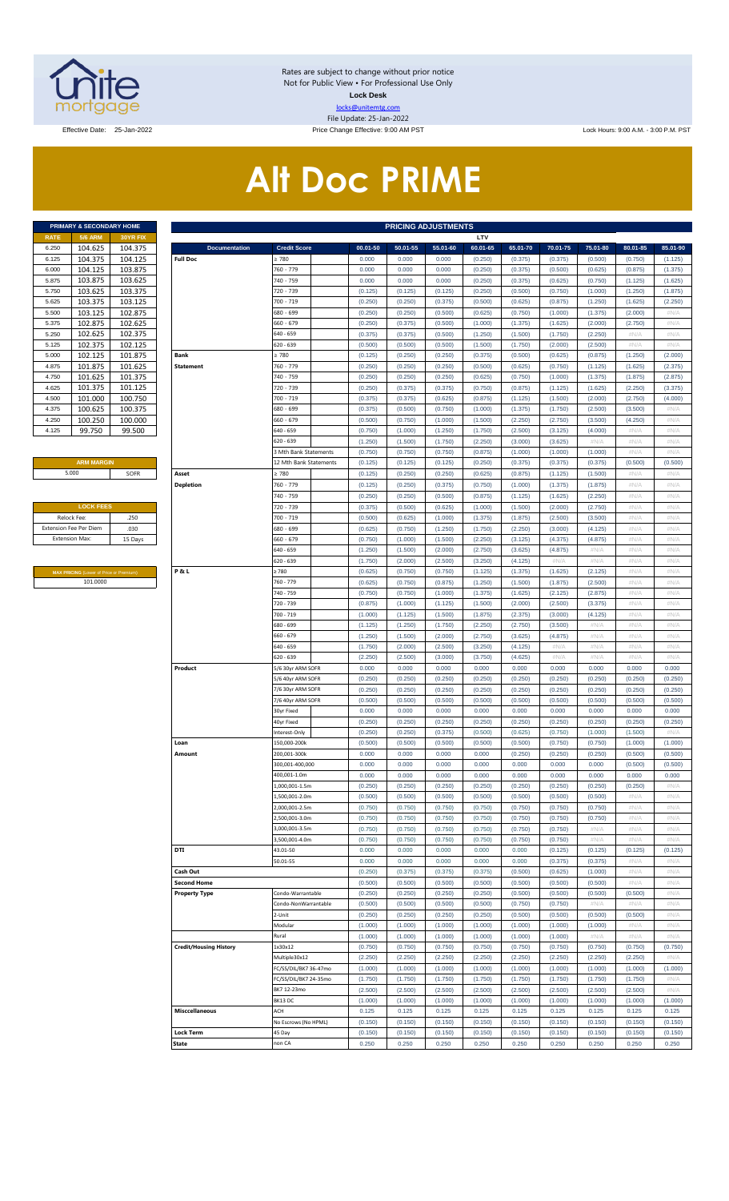Rates are subject to change without prior notice
Not for Public View • For Professional Use Only
**Lock Desk**
locks@unitemtg.com
File Update: 25-Jan-2022

Effective Date: 25-Jan-2022 | Price Change Effective: 9:00 AM PST | Lock Hours: 9:00 A.M. - 3:00 P.M. PST

# Alt Doc PRIME

| PRIMARY & SECONDARY HOME | | |
|---|---|---|
| RATE | 5/6 ARM | 30YR FIX |
| 6.250 | 104.625 | 104.375 |
| 6.125 | 104.375 | 104.125 |
| 6.000 | 104.125 | 103.875 |
| 5.875 | 103.875 | 103.625 |
| 5.750 | 103.625 | 103.375 |
| 5.625 | 103.375 | 103.125 |
| 5.500 | 103.125 | 102.875 |
| 5.375 | 102.875 | 102.625 |
| 5.250 | 102.625 | 102.375 |
| 5.125 | 102.375 | 102.125 |
| 5.000 | 102.125 | 101.875 |
| 4.875 | 101.875 | 101.625 |
| 4.750 | 101.625 | 101.375 |
| 4.625 | 101.375 | 101.125 |
| 4.500 | 101.000 | 100.750 |
| 4.375 | 100.625 | 100.375 |
| 4.250 | 100.250 | 100.000 |
| 4.125 | 99.750 | 99.500 |

| ARM MARGIN | |
|---|---|
| 5.000 | SOFR |

| LOCK FEES | |
|---|---|
| Relock Fee: | .250 |
| Extension Fee Per Diem | .030 |
| Extension Max: | 15 Days |

| MAX PRICING (Lower of Price or Premium) |
|---|
| 101.0000 |

| PRICING ADJUSTMENTS | | | | | | | | | | |
|---|---|---|---|---|---|---|---|---|---|---|
| | | LTV | | | | | | | | |
| Documentation | Credit Score | 00.01-50 | 50.01-55 | 55.01-60 | 60.01-65 | 65.01-70 | 70.01-75 | 75.01-80 | 80.01-85 | 85.01-90 |
| Full Doc | ≥ 780 | 0.000 | 0.000 | 0.000 | (0.250) | (0.375) | (0.375) | (0.500) | (0.750) | (1.125) |
| | 760 - 779 | 0.000 | 0.000 | 0.000 | (0.250) | (0.375) | (0.500) | (0.625) | (0.875) | (1.375) |
| | 740 - 759 | 0.000 | 0.000 | 0.000 | (0.250) | (0.375) | (0.625) | (0.750) | (1.125) | (1.625) |
| | 720 - 739 | (0.125) | (0.125) | (0.125) | (0.250) | (0.500) | (0.750) | (1.000) | (1.250) | (1.875) |
| | 700 - 719 | (0.250) | (0.250) | (0.375) | (0.500) | (0.625) | (0.875) | (1.250) | (1.625) | (2.250) |
| | 680 - 699 | (0.250) | (0.250) | (0.500) | (0.625) | (0.750) | (1.000) | (1.375) | (2.000) | #N/A |
| | 660 - 679 | (0.250) | (0.375) | (0.500) | (1.000) | (1.375) | (1.625) | (2.000) | (2.750) | #N/A |
| | 640 - 659 | (0.375) | (0.375) | (0.500) | (1.250) | (1.500) | (1.750) | (2.250) | #N/A | #N/A |
| | 620 - 639 | (0.500) | (0.500) | (0.500) | (1.500) | (1.750) | (2.000) | (2.500) | #N/A | #N/A |
| Bank Statement | ≥ 780 | (0.125) | (0.250) | (0.250) | (0.375) | (0.500) | (0.625) | (0.875) | (1.250) | (2.000) |
| | 760 - 779 | (0.250) | (0.250) | (0.250) | (0.500) | (0.625) | (0.750) | (1.125) | (1.625) | (2.375) |
| | 740 - 759 | (0.250) | (0.250) | (0.250) | (0.625) | (0.750) | (1.000) | (1.375) | (1.875) | (2.875) |
| | 720 - 739 | (0.250) | (0.375) | (0.375) | (0.750) | (0.875) | (1.125) | (1.625) | (2.250) | (3.375) |
| | 700 - 719 | (0.375) | (0.375) | (0.625) | (0.875) | (1.125) | (1.500) | (2.000) | (2.750) | (4.000) |
| | 680 - 699 | (0.375) | (0.500) | (0.750) | (1.000) | (1.375) | (1.750) | (2.500) | (3.500) | #N/A |
| | 660 - 679 | (0.500) | (0.750) | (1.000) | (1.500) | (2.250) | (2.750) | (3.500) | (4.250) | #N/A |
| | 640 - 659 | (0.750) | (1.000) | (1.250) | (1.750) | (2.500) | (3.125) | (4.000) | #N/A | #N/A |
| | 620 - 639 | (1.250) | (1.500) | (1.750) | (2.250) | (3.000) | (3.625) | #N/A | #N/A | #N/A |
| | 3 Mth Bank Statements | (0.750) | (0.750) | (0.750) | (0.875) | (1.000) | (1.000) | (1.000) | #N/A | #N/A |
| | 12 Mth Bank Statements | (0.125) | (0.125) | (0.125) | (0.250) | (0.375) | (0.375) | (0.375) | (0.500) | (0.500) |
| Asset Depletion | ≥ 780 | (0.125) | (0.250) | (0.250) | (0.625) | (0.875) | (1.125) | (1.500) | #N/A | #N/A |
| | 760 - 779 | (0.125) | (0.250) | (0.375) | (0.750) | (1.000) | (1.375) | (1.875) | #N/A | #N/A |
| | 740 - 759 | (0.250) | (0.250) | (0.500) | (0.875) | (1.125) | (1.625) | (2.250) | #N/A | #N/A |
| | 720 - 739 | (0.375) | (0.500) | (0.625) | (1.000) | (1.500) | (2.000) | (2.750) | #N/A | #N/A |
| | 700 - 719 | (0.500) | (0.625) | (1.000) | (1.375) | (1.875) | (2.500) | (3.500) | #N/A | #N/A |
| | 680 - 699 | (0.625) | (0.750) | (1.250) | (1.750) | (2.250) | (3.000) | (4.125) | #N/A | #N/A |
| | 660 - 679 | (0.750) | (1.000) | (1.500) | (2.250) | (3.125) | (4.375) | (4.875) | #N/A | #N/A |
| | 640 - 659 | (1.250) | (1.500) | (2.000) | (2.750) | (3.625) | (4.875) | #N/A | #N/A | #N/A |
| | 620 - 639 | (1.750) | (2.000) | (2.500) | (3.250) | (4.125) | #N/A | #N/A | #N/A | #N/A |
| P & L | ≥ 780 | (0.625) | (0.750) | (0.750) | (1.125) | (1.375) | (1.625) | (2.125) | #N/A | #N/A |
| | 760 - 779 | (0.625) | (0.750) | (0.875) | (1.250) | (1.500) | (1.875) | (2.500) | #N/A | #N/A |
| | 740 - 759 | (0.750) | (0.750) | (1.000) | (1.375) | (1.625) | (2.125) | (2.875) | #N/A | #N/A |
| | 720 - 739 | (0.875) | (1.000) | (1.125) | (1.500) | (2.000) | (2.500) | (3.375) | #N/A | #N/A |
| | 700 - 719 | (1.000) | (1.125) | (1.500) | (1.875) | (2.375) | (3.000) | (4.125) | #N/A | #N/A |
| | 680 - 699 | (1.125) | (1.250) | (1.750) | (2.250) | (2.750) | (3.500) | #N/A | #N/A | #N/A |
| | 660 - 679 | (1.250) | (1.500) | (2.000) | (2.750) | (3.625) | (4.875) | #N/A | #N/A | #N/A |
| | 640 - 659 | (1.750) | (2.000) | (2.500) | (3.250) | (4.125) | #N/A | #N/A | #N/A | #N/A |
| | 620 - 639 | (2.250) | (2.500) | (3.000) | (3.750) | (4.625) | #N/A | #N/A | #N/A | #N/A |
| Product | 5/6 30yr ARM SOFR | 0.000 | 0.000 | 0.000 | 0.000 | 0.000 | 0.000 | 0.000 | 0.000 | 0.000 |
| | 5/6 40yr ARM SOFR | (0.250) | (0.250) | (0.250) | (0.250) | (0.250) | (0.250) | (0.250) | (0.250) | (0.250) |
| | 7/6 30yr ARM SOFR | (0.250) | (0.250) | (0.250) | (0.250) | (0.250) | (0.250) | (0.250) | (0.250) | (0.250) |
| | 7/6 40yr ARM SOFR | (0.500) | (0.500) | (0.500) | (0.500) | (0.500) | (0.500) | (0.500) | (0.500) | (0.500) |
| | 30yr Fixed | 0.000 | 0.000 | 0.000 | 0.000 | 0.000 | 0.000 | 0.000 | 0.000 | 0.000 |
| | 40yr Fixed | (0.250) | (0.250) | (0.250) | (0.250) | (0.250) | (0.250) | (0.250) | (0.250) | (0.250) |
| | Interest-Only | (0.250) | (0.250) | (0.375) | (0.500) | (0.625) | (0.750) | (1.000) | (1.500) | #N/A |
| Loan Amount | 150,000-200k | (0.500) | (0.500) | (0.500) | (0.500) | (0.500) | (0.750) | (0.750) | (1.000) | (1.000) |
| | 200,001-300k | 0.000 | 0.000 | 0.000 | 0.000 | (0.250) | (0.250) | (0.250) | (0.500) | (0.500) |
| | 300,001-400,000 | 0.000 | 0.000 | 0.000 | 0.000 | 0.000 | 0.000 | 0.000 | (0.500) | (0.500) |
| | 400,001-1.0m | 0.000 | 0.000 | 0.000 | 0.000 | 0.000 | 0.000 | 0.000 | 0.000 | 0.000 |
| | 1,000,001-1.5m | (0.250) | (0.250) | (0.250) | (0.250) | (0.250) | (0.250) | (0.250) | (0.250) | #N/A |
| | 1,500,001-2.0m | (0.500) | (0.500) | (0.500) | (0.500) | (0.500) | (0.500) | (0.500) | #N/A | #N/A |
| | 2,000,001-2.5m | (0.750) | (0.750) | (0.750) | (0.750) | (0.750) | (0.750) | (0.750) | #N/A | #N/A |
| | 2,500,001-3.0m | (0.750) | (0.750) | (0.750) | (0.750) | (0.750) | (0.750) | (0.750) | #N/A | #N/A |
| | 3,000,001-3.5m | (0.750) | (0.750) | (0.750) | (0.750) | (0.750) | (0.750) | #N/A | #N/A | #N/A |
| | 3,500,001-4.0m | (0.750) | (0.750) | (0.750) | (0.750) | (0.750) | (0.750) | #N/A | #N/A | #N/A |
| DTI | 43.01-50 | 0.000 | 0.000 | 0.000 | 0.000 | 0.000 | (0.125) | (0.125) | (0.125) | (0.125) |
| | 50.01-55 | 0.000 | 0.000 | 0.000 | 0.000 | 0.000 | (0.375) | (0.375) | #N/A | #N/A |
| Cash Out | | (0.250) | (0.375) | (0.375) | (0.375) | (0.500) | (0.625) | (1.000) | #N/A | #N/A |
| Second Home | | (0.500) | (0.500) | (0.500) | (0.500) | (0.500) | (0.500) | (0.500) | #N/A | #N/A |
| Property Type | Condo-Warrantable | (0.250) | (0.250) | (0.250) | (0.250) | (0.500) | (0.500) | (0.500) | (0.500) | #N/A |
| | Condo-NonWarrantable | (0.500) | (0.500) | (0.500) | (0.500) | (0.750) | (0.750) | #N/A | #N/A | #N/A |
| | 2-Unit | (0.250) | (0.250) | (0.250) | (0.250) | (0.500) | (0.500) | (0.500) | (0.500) | #N/A |
| | Modular | (1.000) | (1.000) | (1.000) | (1.000) | (1.000) | (1.000) | (1.000) | #N/A | #N/A |
| | Rural | (1.000) | (1.000) | (1.000) | (1.000) | (1.000) | (1.000) | #N/A | #N/A | #N/A |
| Credit/Housing History | 1x30x12 | (0.750) | (0.750) | (0.750) | (0.750) | (0.750) | (0.750) | (0.750) | (0.750) | (0.750) |
| | Multiple30x12 | (2.250) | (2.250) | (2.250) | (2.250) | (2.250) | (2.250) | (2.250) | (2.250) | #N/A |
| | FC/SS/DIL/BK7 36-47mo | (1.000) | (1.000) | (1.000) | (1.000) | (1.000) | (1.000) | (1.000) | (1.000) | (1.000) |
| | FC/SS/DIL/BK7 24-35mo | (1.750) | (1.750) | (1.750) | (1.750) | (1.750) | (1.750) | (1.750) | (1.750) | #N/A |
| | BK7 12-23mo | (2.500) | (2.500) | (2.500) | (2.500) | (2.500) | (2.500) | (2.500) | (2.500) | #N/A |
| | BK13 DC | (1.000) | (1.000) | (1.000) | (1.000) | (1.000) | (1.000) | (1.000) | (1.000) | (1.000) |
| Misccellaneous | ACH | 0.125 | 0.125 | 0.125 | 0.125 | 0.125 | 0.125 | 0.125 | 0.125 | 0.125 |
| | No Escrows (No HPML) | (0.150) | (0.150) | (0.150) | (0.150) | (0.150) | (0.150) | (0.150) | (0.150) | (0.150) |
| Lock Term | 45 Day | (0.150) | (0.150) | (0.150) | (0.150) | (0.150) | (0.150) | (0.150) | (0.150) | (0.150) |
| State | non CA | 0.250 | 0.250 | 0.250 | 0.250 | 0.250 | 0.250 | 0.250 | 0.250 | 0.250 |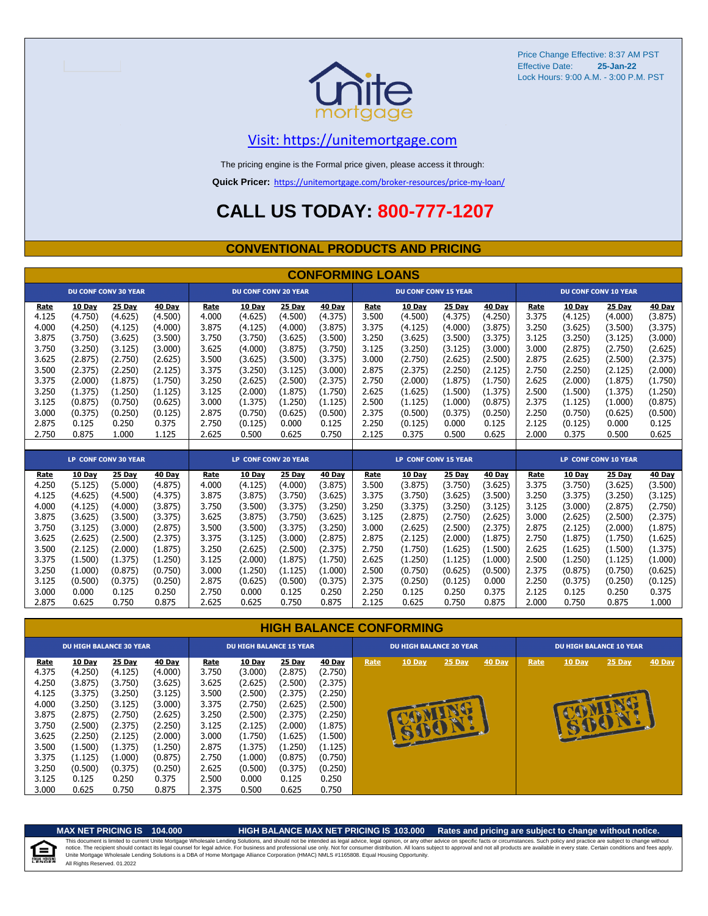Price Change Effective: 8:37 AM PST
Effective Date: **25-Jan-22**
Lock Hours: 9:00 A.M. - 3:00 P.M. PST

Visit: https://unitemortgage.com

The pricing engine is the Formal price given, please access it through:

**Quick Pricer:** https://unitemortgage.com/broker-resources/price-my-loan/

# CALL US TODAY: 800-777-1207

## CONVENTIONAL PRODUCTS AND PRICING

### CONFORMING LOANS

| DU CONF CONV 30 YEAR | | | | DU CONF CONV 20 YEAR | | | | DU CONF CONV 15 YEAR | | | | DU CONF CONV 10 YEAR | | | |
|---|---|---|---|---|---|---|---|---|---|---|---|---|---|---|---|
| Rate | 10 Day | 25 Day | 40 Day | Rate | 10 Day | 25 Day | 40 Day | Rate | 10 Day | 25 Day | 40 Day | Rate | 10 Day | 25 Day | 40 Day |
| 4.125 | (4.750) | (4.625) | (4.500) | 4.000 | (4.625) | (4.500) | (4.375) | 3.500 | (4.500) | (4.375) | (4.250) | 3.375 | (4.125) | (4.000) | (3.875) |
| 4.000 | (4.250) | (4.125) | (4.000) | 3.875 | (4.125) | (4.000) | (3.875) | 3.375 | (4.125) | (4.000) | (3.875) | 3.250 | (3.625) | (3.500) | (3.375) |
| 3.875 | (3.750) | (3.625) | (3.500) | 3.750 | (3.750) | (3.625) | (3.500) | 3.250 | (3.625) | (3.500) | (3.375) | 3.125 | (3.250) | (3.125) | (3.000) |
| 3.750 | (3.250) | (3.125) | (3.000) | 3.625 | (4.000) | (3.875) | (3.750) | 3.125 | (3.250) | (3.125) | (3.000) | 3.000 | (2.875) | (2.750) | (2.625) |
| 3.625 | (2.875) | (2.750) | (2.625) | 3.500 | (3.625) | (3.500) | (3.375) | 3.000 | (2.750) | (2.625) | (2.500) | 2.875 | (2.625) | (2.500) | (2.375) |
| 3.500 | (2.375) | (2.250) | (2.125) | 3.375 | (3.250) | (3.125) | (3.000) | 2.875 | (2.375) | (2.250) | (2.125) | 2.750 | (2.250) | (2.125) | (2.000) |
| 3.375 | (2.000) | (1.875) | (1.750) | 3.250 | (2.625) | (2.500) | (2.375) | 2.750 | (2.000) | (1.875) | (1.750) | 2.625 | (2.000) | (1.875) | (1.750) |
| 3.250 | (1.375) | (1.250) | (1.125) | 3.125 | (2.000) | (1.875) | (1.750) | 2.625 | (1.625) | (1.500) | (1.375) | 2.500 | (1.500) | (1.375) | (1.250) |
| 3.125 | (0.875) | (0.750) | (0.625) | 3.000 | (1.375) | (1.250) | (1.125) | 2.500 | (1.125) | (1.000) | (0.875) | 2.375 | (1.125) | (1.000) | (0.875) |
| 3.000 | (0.375) | (0.250) | (0.125) | 2.875 | (0.750) | (0.625) | (0.500) | 2.375 | (0.500) | (0.375) | (0.250) | 2.250 | (0.750) | (0.625) | (0.500) |
| 2.875 | 0.125 | 0.250 | 0.375 | 2.750 | (0.125) | 0.000 | 0.125 | 2.250 | (0.125) | 0.000 | 0.125 | 2.125 | (0.125) | 0.000 | 0.125 |
| 2.750 | 0.875 | 1.000 | 1.125 | 2.625 | 0.500 | 0.625 | 0.750 | 2.125 | 0.375 | 0.500 | 0.625 | 2.000 | 0.375 | 0.500 | 0.625 |

| LP CONF CONV 30 YEAR | | | | LP CONF CONV 20 YEAR | | | | LP CONF CONV 15 YEAR | | | | LP CONF CONV 10 YEAR | | | |
|---|---|---|---|---|---|---|---|---|---|---|---|---|---|---|---|
| Rate | 10 Day | 25 Day | 40 Day | Rate | 10 Day | 25 Day | 40 Day | Rate | 10 Day | 25 Day | 40 Day | Rate | 10 Day | 25 Day | 40 Day |
| 4.250 | (5.125) | (5.000) | (4.875) | 4.000 | (4.125) | (4.000) | (3.875) | 3.500 | (3.875) | (3.750) | (3.625) | 3.375 | (3.750) | (3.625) | (3.500) |
| 4.125 | (4.625) | (4.500) | (4.375) | 3.875 | (3.875) | (3.750) | (3.625) | 3.375 | (3.750) | (3.625) | (3.500) | 3.250 | (3.375) | (3.250) | (3.125) |
| 4.000 | (4.125) | (4.000) | (3.875) | 3.750 | (3.500) | (3.375) | (3.250) | 3.250 | (3.375) | (3.250) | (3.125) | 3.125 | (3.000) | (2.875) | (2.750) |
| 3.875 | (3.625) | (3.500) | (3.375) | 3.625 | (3.875) | (3.750) | (3.625) | 3.125 | (2.875) | (2.750) | (2.625) | 3.000 | (2.625) | (2.500) | (2.375) |
| 3.750 | (3.125) | (3.000) | (2.875) | 3.500 | (3.500) | (3.375) | (3.250) | 3.000 | (2.625) | (2.500) | (2.375) | 2.875 | (2.125) | (2.000) | (1.875) |
| 3.625 | (2.625) | (2.500) | (2.375) | 3.375 | (3.125) | (3.000) | (2.875) | 2.875 | (2.125) | (2.000) | (1.875) | 2.750 | (1.875) | (1.750) | (1.625) |
| 3.500 | (2.125) | (2.000) | (1.875) | 3.250 | (2.625) | (2.500) | (2.375) | 2.750 | (1.750) | (1.625) | (1.500) | 2.625 | (1.625) | (1.500) | (1.375) |
| 3.375 | (1.500) | (1.375) | (1.250) | 3.125 | (2.000) | (1.875) | (1.750) | 2.625 | (1.250) | (1.125) | (1.000) | 2.500 | (1.250) | (1.125) | (1.000) |
| 3.250 | (1.000) | (0.875) | (0.750) | 3.000 | (1.250) | (1.125) | (1.000) | 2.500 | (0.750) | (0.625) | (0.500) | 2.375 | (0.875) | (0.750) | (0.625) |
| 3.125 | (0.500) | (0.375) | (0.250) | 2.875 | (0.625) | (0.500) | (0.375) | 2.375 | (0.250) | (0.125) | 0.000 | 2.250 | (0.375) | (0.250) | (0.125) |
| 3.000 | 0.000 | 0.125 | 0.250 | 2.750 | 0.000 | 0.125 | 0.250 | 2.250 | 0.125 | 0.250 | 0.375 | 2.125 | 0.125 | 0.250 | 0.375 |
| 2.875 | 0.625 | 0.750 | 0.875 | 2.625 | 0.625 | 0.750 | 0.875 | 2.125 | 0.625 | 0.750 | 0.875 | 2.000 | 0.750 | 0.875 | 1.000 |

### HIGH BALANCE CONFORMING

| DU HIGH BALANCE 30 YEAR | | | | DU HIGH BALANCE 15 YEAR | | | | DU HIGH BALANCE 20 YEAR | | | | DU HIGH BALANCE 10 YEAR | | | |
|---|---|---|---|---|---|---|---|---|---|---|---|---|---|---|---|
| Rate | 10 Day | 25 Day | 40 Day | Rate | 10 Day | 25 Day | 40 Day | Rate | 10 Day | 25 Day | 40 Day | Rate | 10 Day | 25 Day | 40 Day |
| 4.375 | (4.250) | (4.125) | (4.000) | 3.750 | (3.000) | (2.875) | (2.750) | COMING SOON! | | | | COMING SOON! | | | |
| 4.250 | (3.875) | (3.750) | (3.625) | 3.625 | (2.625) | (2.500) | (2.375) | | | | | | | | |
| 4.125 | (3.375) | (3.250) | (3.125) | 3.500 | (2.500) | (2.375) | (2.250) | | | | | | | | |
| 4.000 | (3.250) | (3.125) | (3.000) | 3.375 | (2.750) | (2.625) | (2.500) | | | | | | | | |
| 3.875 | (2.875) | (2.750) | (2.625) | 3.250 | (2.500) | (2.375) | (2.250) | | | | | | | | |
| 3.750 | (2.500) | (2.375) | (2.250) | 3.125 | (2.125) | (2.000) | (1.875) | | | | | | | | |
| 3.625 | (2.250) | (2.125) | (2.000) | 3.000 | (1.750) | (1.625) | (1.500) | | | | | | | | |
| 3.500 | (1.500) | (1.375) | (1.250) | 2.875 | (1.375) | (1.250) | (1.125) | | | | | | | | |
| 3.375 | (1.125) | (1.000) | (0.875) | 2.750 | (1.000) | (0.875) | (0.750) | | | | | | | | |
| 3.250 | (0.500) | (0.375) | (0.250) | 2.625 | (0.500) | (0.375) | (0.250) | | | | | | | | |
| 3.125 | 0.125 | 0.250 | 0.375 | 2.500 | 0.000 | 0.125 | 0.250 | | | | | | | | |
| 3.000 | 0.625 | 0.750 | 0.875 | 2.375 | 0.500 | 0.625 | 0.750 | | | | | | | | |

**MAX NET PRICING IS 104.000** **HIGH BALANCE MAX NET PRICING IS 103.000** **Rates and pricing are subject to change without notice.**

This document is limited to current Unite Mortgage Wholesale Lending Solutions, and should not be intended as legal advice, legal opinion, or any other advice on specific facts or circumstances. Such policy and practice are subject to change without notice. The recipient should contact its legal counsel for legal advice. For business and professional use only. Not for consumer distribution. All loans subject to approval and not all products are available in every state. Certain conditions and fees apply. Unite Mortgage Wholesale Lending Solutions is a DBA of Home Mortgage Alliance Corporation (HMAC) NMLS #1165808. Equal Housing Opportunity.
All Rights Reserved. 01.2022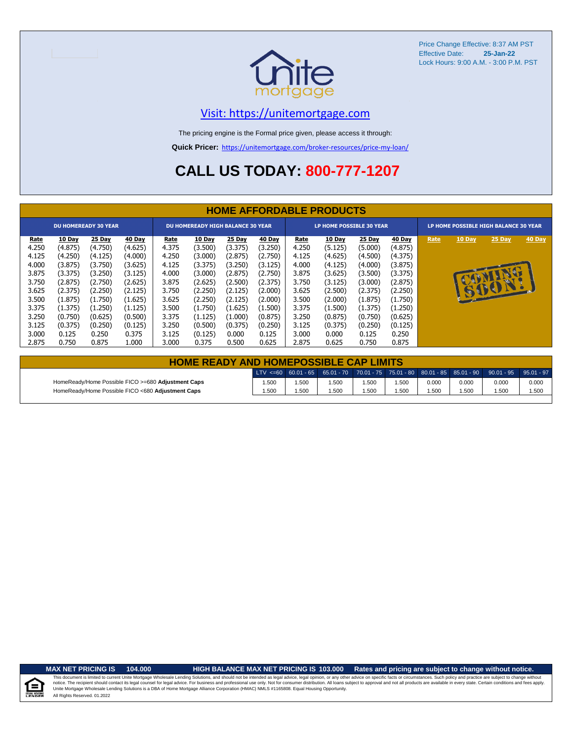Price Change Effective: 8:37 AM PST
Effective Date: **25-Jan-22**
Lock Hours: 9:00 A.M. - 3:00 P.M. PST

Visit: https://unitemortgage.com

The pricing engine is the Formal price given, please access it through:

**Quick Pricer:** https://unitemortgage.com/broker-resources/price-my-loan/

# CALL US TODAY: 800-777-1207

## HOME AFFORDABLE PRODUCTS

| DU HOMEREADY 30 YEAR | | | | DU HOMEREADY HIGH BALANCE 30 YEAR | | | | LP HOME POSSIBLE 30 YEAR | | | | LP HOME POSSIBLE HIGH BALANCE 30 YEAR | | | |
|---|---|---|---|---|---|---|---|---|---|---|---|---|---|---|---|
| Rate | 10 Day | 25 Day | 40 Day | Rate | 10 Day | 25 Day | 40 Day | Rate | 10 Day | 25 Day | 40 Day | Rate | 10 Day | 25 Day | 40 Day |
| 4.250 | (4.875) | (4.750) | (4.625) | 4.375 | (3.500) | (3.375) | (3.250) | 4.250 | (5.125) | (5.000) | (4.875) | COMING SOON! | | | |
| 4.125 | (4.250) | (4.125) | (4.000) | 4.250 | (3.000) | (2.875) | (2.750) | 4.125 | (4.625) | (4.500) | (4.375) | | | | |
| 4.000 | (3.875) | (3.750) | (3.625) | 4.125 | (3.375) | (3.250) | (3.125) | 4.000 | (4.125) | (4.000) | (3.875) | | | | |
| 3.875 | (3.375) | (3.250) | (3.125) | 4.000 | (3.000) | (2.875) | (2.750) | 3.875 | (3.625) | (3.500) | (3.375) | | | | |
| 3.750 | (2.875) | (2.750) | (2.625) | 3.875 | (2.625) | (2.500) | (2.375) | 3.750 | (3.125) | (3.000) | (2.875) | | | | |
| 3.625 | (2.375) | (2.250) | (2.125) | 3.750 | (2.250) | (2.125) | (2.000) | 3.625 | (2.500) | (2.375) | (2.250) | | | | |
| 3.500 | (1.875) | (1.750) | (1.625) | 3.625 | (2.250) | (2.125) | (2.000) | 3.500 | (2.000) | (1.875) | (1.750) | | | | |
| 3.375 | (1.375) | (1.250) | (1.125) | 3.500 | (1.750) | (1.625) | (1.500) | 3.375 | (1.500) | (1.375) | (1.250) | | | | |
| 3.250 | (0.750) | (0.625) | (0.500) | 3.375 | (1.125) | (1.000) | (0.875) | 3.250 | (0.875) | (0.750) | (0.625) | | | | |
| 3.125 | (0.375) | (0.250) | (0.125) | 3.250 | (0.500) | (0.375) | (0.250) | 3.125 | (0.375) | (0.250) | (0.125) | | | | |
| 3.000 | 0.125 | 0.250 | 0.375 | 3.125 | (0.125) | 0.000 | 0.125 | 3.000 | 0.000 | 0.125 | 0.250 | | | | |
| 2.875 | 0.750 | 0.875 | 1.000 | 3.000 | 0.375 | 0.500 | 0.625 | 2.875 | 0.625 | 0.750 | 0.875 | | | | |

## HOME READY AND HOMEPOSSIBLE CAP LIMITS

| | LTV <=60 | 60.01 - 65 | 65.01 - 70 | 70.01 - 75 | 75.01 - 80 | 80.01 - 85 | 85.01 - 90 | 90.01 - 95 | 95.01 - 97 |
|---|---|---|---|---|---|---|---|---|---|
| HomeReady/Home Possible FICO >=680 **Adjustment Caps** | 1.500 | 1.500 | 1.500 | 1.500 | 1.500 | 0.000 | 0.000 | 0.000 | 0.000 |
| HomeReady/Home Possible FICO <680 **Adjustment Caps** | 1.500 | 1.500 | 1.500 | 1.500 | 1.500 | 1.500 | 1.500 | 1.500 | 1.500 |

**MAX NET PRICING IS 104.000** **HIGH BALANCE MAX NET PRICING IS 103.000** **Rates and pricing are subject to change without notice.**

This document is limited to current Unite Mortgage Wholesale Lending Solutions, and should not be intended as legal advice, legal opinion, or any other advice on specific facts or circumstances. Such policy and practice are subject to change without notice. The recipient should contact its legal counsel for legal advice. For business and professional use only. Not for consumer distribution. All loans subject to approval and not all products are available in every state. Certain conditions and fees apply. Unite Mortgage Wholesale Lending Solutions is a DBA of Home Mortgage Alliance Corporation (HMAC) NMLS #1165808. Equal Housing Opportunity.
All Rights Reserved. 01.2022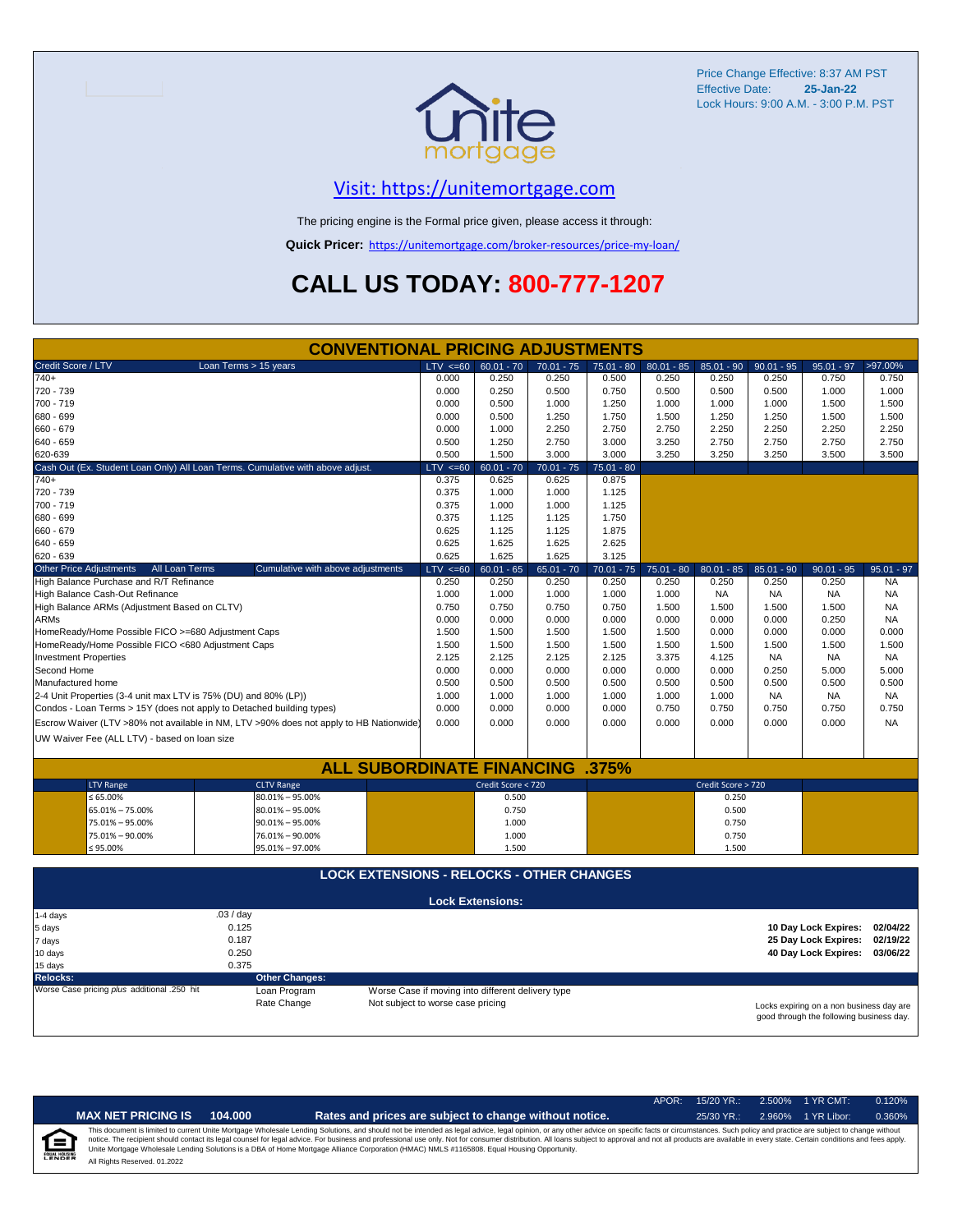Price Change Effective: 8:37 AM PST
Effective Date: **25-Jan-22**
Lock Hours: 9:00 A.M. - 3:00 P.M. PST

unite mortgage

## Visit: https://unitemortgage.com

The pricing engine is the Formal price given, please access it through:

**Quick Pricer:** https://unitemortgage.com/broker-resources/price-my-loan/

# CALL US TODAY: 800-777-1207

## CONVENTIONAL PRICING ADJUSTMENTS

| Credit Score / LTV — Loan Terms > 15 years | LTV <=60 | 60.01 - 70 | 70.01 - 75 | 75.01 - 80 | 80.01 - 85 | 85.01 - 90 | 90.01 - 95 | 95.01 - 97 | >97.00% |
|---|---|---|---|---|---|---|---|---|---|
| 740+ | 0.000 | 0.250 | 0.250 | 0.500 | 0.250 | 0.250 | 0.250 | 0.750 | 0.750 |
| 720 - 739 | 0.000 | 0.250 | 0.500 | 0.750 | 0.500 | 0.500 | 0.500 | 1.000 | 1.000 |
| 700 - 719 | 0.000 | 0.500 | 1.000 | 1.250 | 1.000 | 1.000 | 1.000 | 1.500 | 1.500 |
| 680 - 699 | 0.000 | 0.500 | 1.250 | 1.750 | 1.500 | 1.250 | 1.250 | 1.500 | 1.500 |
| 660 - 679 | 0.000 | 1.000 | 2.250 | 2.750 | 2.750 | 2.250 | 2.250 | 2.250 | 2.250 |
| 640 - 659 | 0.500 | 1.250 | 2.750 | 3.000 | 3.250 | 2.750 | 2.750 | 2.750 | 2.750 |
| 620-639 | 0.500 | 1.500 | 3.000 | 3.000 | 3.250 | 3.250 | 3.250 | 3.500 | 3.500 |

| Cash Out (Ex. Student Loan Only) All Loan Terms. Cumulative with above adjust. | LTV <=60 | 60.01 - 70 | 70.01 - 75 | 75.01 - 80 |
|---|---|---|---|---|
| 740+ | 0.375 | 0.625 | 0.625 | 0.875 |
| 720 - 739 | 0.375 | 1.000 | 1.000 | 1.125 |
| 700 - 719 | 0.375 | 1.000 | 1.000 | 1.125 |
| 680 - 699 | 0.375 | 1.125 | 1.125 | 1.750 |
| 660 - 679 | 0.625 | 1.125 | 1.125 | 1.875 |
| 640 - 659 | 0.625 | 1.625 | 1.625 | 2.625 |
| 620 - 639 | 0.625 | 1.625 | 1.625 | 3.125 |

| Other Price Adjustments — All Loan Terms — Cumulative with above adjustments | LTV <=60 | 60.01 - 65 | 65.01 - 70 | 70.01 - 75 | 75.01 - 80 | 80.01 - 85 | 85.01 - 90 | 90.01 - 95 | 95.01 - 97 |
|---|---|---|---|---|---|---|---|---|---|
| High Balance Purchase and R/T Refinance | 0.250 | 0.250 | 0.250 | 0.250 | 0.250 | 0.250 | 0.250 | 0.250 | NA |
| High Balance Cash-Out Refinance | 1.000 | 1.000 | 1.000 | 1.000 | 1.000 | NA | NA | NA | NA |
| High Balance ARMs (Adjustment Based on CLTV) | 0.750 | 0.750 | 0.750 | 0.750 | 1.500 | 1.500 | 1.500 | 1.500 | NA |
| ARMs | 0.000 | 0.000 | 0.000 | 0.000 | 0.000 | 0.000 | 0.000 | 0.250 | NA |
| HomeReady/Home Possible FICO >=680 Adjustment Caps | 1.500 | 1.500 | 1.500 | 1.500 | 1.500 | 0.000 | 0.000 | 0.000 | 0.000 |
| HomeReady/Home Possible FICO <680 Adjustment Caps | 1.500 | 1.500 | 1.500 | 1.500 | 1.500 | 1.500 | 1.500 | 1.500 | 1.500 |
| Investment Properties | 2.125 | 2.125 | 2.125 | 2.125 | 3.375 | 4.125 | NA | NA | NA |
| Second Home | 0.000 | 0.000 | 0.000 | 0.000 | 0.000 | 0.000 | 0.250 | 5.000 | 5.000 |
| Manufactured home | 0.500 | 0.500 | 0.500 | 0.500 | 0.500 | 0.500 | 0.500 | 0.500 | 0.500 |
| 2-4 Unit Properties (3-4 unit max LTV is 75% (DU) and 80% (LP)) | 1.000 | 1.000 | 1.000 | 1.000 | 1.000 | 1.000 | NA | NA | NA |
| Condos - Loan Terms > 15Y (does not apply to Detached building types) | 0.000 | 0.000 | 0.000 | 0.000 | 0.750 | 0.750 | 0.750 | 0.750 | 0.750 |
| Escrow Waiver (LTV >80% not available in NM, LTV >90% does not apply to HB Nationwide) | 0.000 | 0.000 | 0.000 | 0.000 | 0.000 | 0.000 | 0.000 | 0.000 | NA |
| UW Waiver Fee (ALL LTV) - based on loan size | | | | | | | | | |

## ALL SUBORDINATE FINANCING .375%

| LTV Range | CLTV Range | Credit Score < 720 | Credit Score > 720 |
|---|---|---|---|
| ≤ 65.00% | 80.01% – 95.00% | 0.500 | 0.250 |
| 65.01% – 75.00% | 80.01% – 95.00% | 0.750 | 0.500 |
| 75.01% – 95.00% | 90.01% – 95.00% | 1.000 | 0.750 |
| 75.01% – 90.00% | 76.01% – 90.00% | 1.000 | 0.750 |
| ≤ 95.00% | 95.01% – 97.00% | 1.500 | 1.500 |

## LOCK EXTENSIONS - RELOCKS - OTHER CHANGES

**Lock Extensions:**

| | |
|---|---|
| 1-4 days | .03 / day |
| 5 days | 0.125 |
| 7 days | 0.187 |
| 10 days | 0.250 |
| 15 days | 0.375 |

| | |
|---|---|
| **10 Day Lock Expires:** | **02/04/22** |
| **25 Day Lock Expires:** | **02/19/22** |
| **40 Day Lock Expires:** | **03/06/22** |

**Relocks:**
Worse Case pricing *plus* additional .250 hit

**Other Changes:**

| | |
|---|---|
| Loan Program | Worse Case if moving into different delivery type |
| Rate Change | Not subject to worse case pricing |

Locks expiring on a non business day are good through the following business day.

| APOR: | 15/20 YR.: | 2.500% | 1 YR CMT: | 0.120% |
|---|---|---|---|---|
| | 25/30 YR.: | 2.960% | 1 YR Libor: | 0.360% |

**MAX NET PRICING IS 104.000** — **Rates and prices are subject to change without notice.**

This document is limited to current Unite Mortgage Wholesale Lending Solutions, and should not be intended as legal advice, legal opinion, or any other advice on specific facts or circumstances. Such policy and practice are subject to change without notice. The recipient should contact its legal counsel for legal advice. For business and professional use only. Not for consumer distribution. All loans subject to approval and not all products are available in every state. Certain conditions and fees apply. Unite Mortgage Wholesale Lending Solutions is a DBA of Home Mortgage Alliance Corporation (HMAC) NMLS #1165808. Equal Housing Opportunity.
All Rights Reserved. 01.2022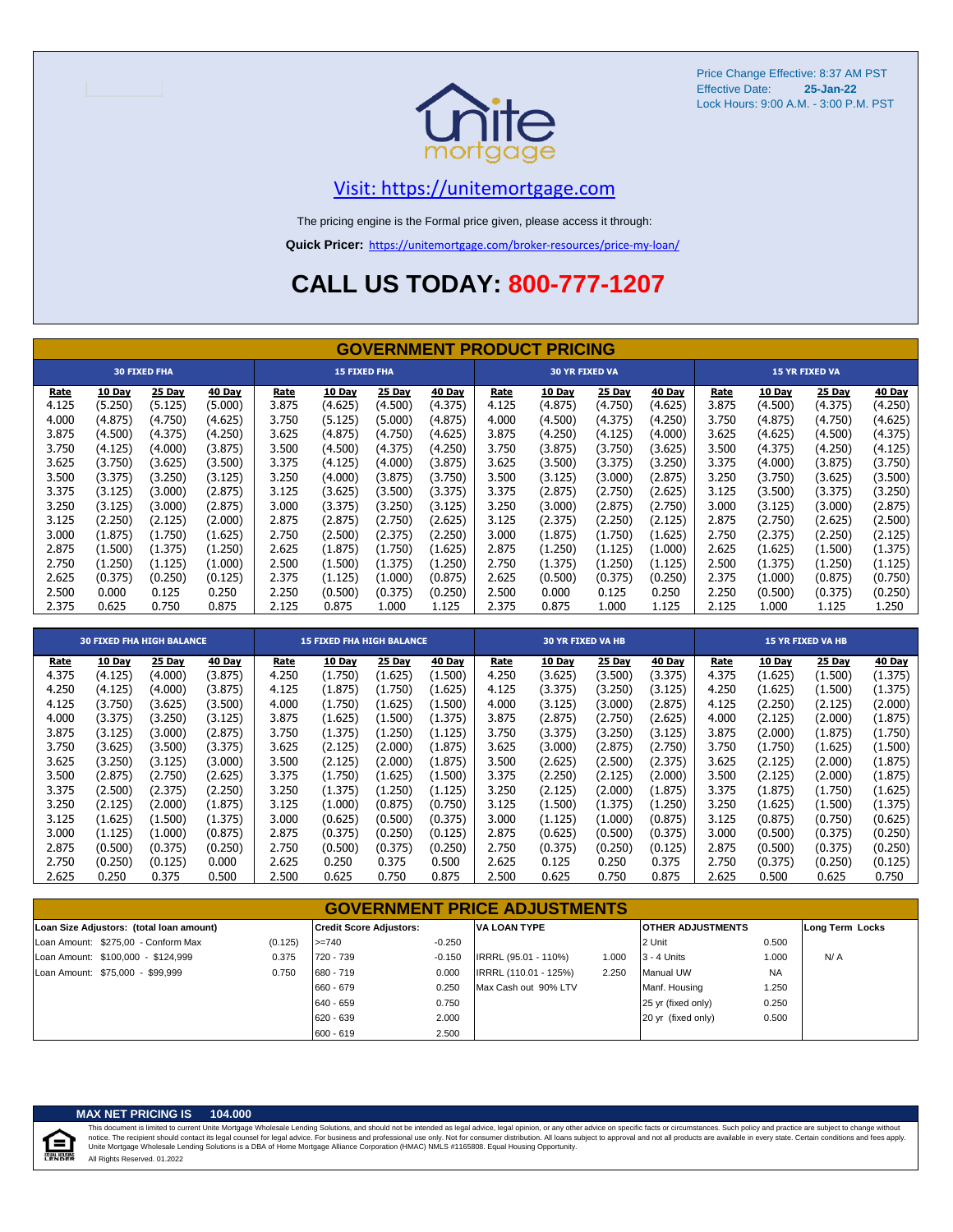Price Change Effective: 8:37 AM PST
Effective Date: **25-Jan-22**
Lock Hours: 9:00 A.M. - 3:00 P.M. PST

Visit: https://unitemortgage.com

The pricing engine is the Formal price given, please access it through:

**Quick Pricer:** https://unitemortgage.com/broker-resources/price-my-loan/

# CALL US TODAY: 800-777-1207

## GOVERNMENT PRODUCT PRICING

| 30 FIXED FHA | | | | 15 FIXED FHA | | | | 30 YR FIXED VA | | | | 15 YR FIXED VA | | | |
|---|---|---|---|---|---|---|---|---|---|---|---|---|---|---|---|
| Rate | 10 Day | 25 Day | 40 Day | Rate | 10 Day | 25 Day | 40 Day | Rate | 10 Day | 25 Day | 40 Day | Rate | 10 Day | 25 Day | 40 Day |
| 4.125 | (5.250) | (5.125) | (5.000) | 3.875 | (4.625) | (4.500) | (4.375) | 4.125 | (4.875) | (4.750) | (4.625) | 3.875 | (4.500) | (4.375) | (4.250) |
| 4.000 | (4.875) | (4.750) | (4.625) | 3.750 | (5.125) | (5.000) | (4.875) | 4.000 | (4.500) | (4.375) | (4.250) | 3.750 | (4.875) | (4.750) | (4.625) |
| 3.875 | (4.500) | (4.375) | (4.250) | 3.625 | (4.875) | (4.750) | (4.625) | 3.875 | (4.250) | (4.125) | (4.000) | 3.625 | (4.625) | (4.500) | (4.375) |
| 3.750 | (4.125) | (4.000) | (3.875) | 3.500 | (4.500) | (4.375) | (4.250) | 3.750 | (3.875) | (3.750) | (3.625) | 3.500 | (4.375) | (4.250) | (4.125) |
| 3.625 | (3.750) | (3.625) | (3.500) | 3.375 | (4.125) | (4.000) | (3.875) | 3.625 | (3.500) | (3.375) | (3.250) | 3.375 | (4.000) | (3.875) | (3.750) |
| 3.500 | (3.375) | (3.250) | (3.125) | 3.250 | (4.000) | (3.875) | (3.750) | 3.500 | (3.125) | (3.000) | (2.875) | 3.250 | (3.750) | (3.625) | (3.500) |
| 3.375 | (3.125) | (3.000) | (2.875) | 3.125 | (3.625) | (3.500) | (3.375) | 3.375 | (2.875) | (2.750) | (2.625) | 3.125 | (3.500) | (3.375) | (3.250) |
| 3.250 | (3.125) | (3.000) | (2.875) | 3.000 | (3.375) | (3.250) | (3.125) | 3.250 | (3.000) | (2.875) | (2.750) | 3.000 | (3.125) | (3.000) | (2.875) |
| 3.125 | (2.250) | (2.125) | (2.000) | 2.875 | (2.875) | (2.750) | (2.625) | 3.125 | (2.375) | (2.250) | (2.125) | 2.875 | (2.750) | (2.625) | (2.500) |
| 3.000 | (1.875) | (1.750) | (1.625) | 2.750 | (2.500) | (2.375) | (2.250) | 3.000 | (1.875) | (1.750) | (1.625) | 2.750 | (2.375) | (2.250) | (2.125) |
| 2.875 | (1.500) | (1.375) | (1.250) | 2.625 | (1.875) | (1.750) | (1.625) | 2.875 | (1.250) | (1.125) | (1.000) | 2.625 | (1.625) | (1.500) | (1.375) |
| 2.750 | (1.250) | (1.125) | (1.000) | 2.500 | (1.500) | (1.375) | (1.250) | 2.750 | (1.375) | (1.250) | (1.125) | 2.500 | (1.375) | (1.250) | (1.125) |
| 2.625 | (0.375) | (0.250) | (0.125) | 2.375 | (1.125) | (1.000) | (0.875) | 2.625 | (0.500) | (0.375) | (0.250) | 2.375 | (1.000) | (0.875) | (0.750) |
| 2.500 | 0.000 | 0.125 | 0.250 | 2.250 | (0.500) | (0.375) | (0.250) | 2.500 | 0.000 | 0.125 | 0.250 | 2.250 | (0.500) | (0.375) | (0.250) |
| 2.375 | 0.625 | 0.750 | 0.875 | 2.125 | 0.875 | 1.000 | 1.125 | 2.375 | 0.875 | 1.000 | 1.125 | 2.125 | 1.000 | 1.125 | 1.250 |

| 30 FIXED FHA HIGH BALANCE | | | | 15 FIXED FHA HIGH BALANCE | | | | 30 YR FIXED VA HB | | | | 15 YR FIXED VA HB | | | |
|---|---|---|---|---|---|---|---|---|---|---|---|---|---|---|---|
| Rate | 10 Day | 25 Day | 40 Day | Rate | 10 Day | 25 Day | 40 Day | Rate | 10 Day | 25 Day | 40 Day | Rate | 10 Day | 25 Day | 40 Day |
| 4.375 | (4.125) | (4.000) | (3.875) | 4.250 | (1.750) | (1.625) | (1.500) | 4.250 | (3.625) | (3.500) | (3.375) | 4.375 | (1.625) | (1.500) | (1.375) |
| 4.250 | (4.125) | (4.000) | (3.875) | 4.125 | (1.875) | (1.750) | (1.625) | 4.125 | (3.375) | (3.250) | (3.125) | 4.250 | (1.625) | (1.500) | (1.375) |
| 4.125 | (3.750) | (3.625) | (3.500) | 4.000 | (1.750) | (1.625) | (1.500) | 4.000 | (3.125) | (3.000) | (2.875) | 4.125 | (2.250) | (2.125) | (2.000) |
| 4.000 | (3.375) | (3.250) | (3.125) | 3.875 | (1.625) | (1.500) | (1.375) | 3.875 | (2.875) | (2.750) | (2.625) | 4.000 | (2.125) | (2.000) | (1.875) |
| 3.875 | (3.125) | (3.000) | (2.875) | 3.750 | (1.375) | (1.250) | (1.125) | 3.750 | (3.375) | (3.250) | (3.125) | 3.875 | (2.000) | (1.875) | (1.750) |
| 3.750 | (3.625) | (3.500) | (3.375) | 3.625 | (2.125) | (2.000) | (1.875) | 3.625 | (3.000) | (2.875) | (2.750) | 3.750 | (1.750) | (1.625) | (1.500) |
| 3.625 | (3.250) | (3.125) | (3.000) | 3.500 | (2.125) | (2.000) | (1.875) | 3.500 | (2.625) | (2.500) | (2.375) | 3.625 | (2.125) | (2.000) | (1.875) |
| 3.500 | (2.875) | (2.750) | (2.625) | 3.375 | (1.750) | (1.625) | (1.500) | 3.375 | (2.250) | (2.125) | (2.000) | 3.500 | (2.125) | (2.000) | (1.875) |
| 3.375 | (2.500) | (2.375) | (2.250) | 3.250 | (1.375) | (1.250) | (1.125) | 3.250 | (2.125) | (2.000) | (1.875) | 3.375 | (1.875) | (1.750) | (1.625) |
| 3.250 | (2.125) | (2.000) | (1.875) | 3.125 | (1.000) | (0.875) | (0.750) | 3.125 | (1.500) | (1.375) | (1.250) | 3.250 | (1.625) | (1.500) | (1.375) |
| 3.125 | (1.625) | (1.500) | (1.375) | 3.000 | (0.625) | (0.500) | (0.375) | 3.000 | (1.125) | (1.000) | (0.875) | 3.125 | (0.875) | (0.750) | (0.625) |
| 3.000 | (1.125) | (1.000) | (0.875) | 2.875 | (0.375) | (0.250) | (0.125) | 2.875 | (0.625) | (0.500) | (0.375) | 3.000 | (0.500) | (0.375) | (0.250) |
| 2.875 | (0.500) | (0.375) | (0.250) | 2.750 | (0.500) | (0.375) | (0.250) | 2.750 | (0.375) | (0.250) | (0.125) | 2.875 | (0.500) | (0.375) | (0.250) |
| 2.750 | (0.250) | (0.125) | 0.000 | 2.625 | 0.250 | 0.375 | 0.500 | 2.625 | 0.125 | 0.250 | 0.375 | 2.750 | (0.375) | (0.250) | (0.125) |
| 2.625 | 0.250 | 0.375 | 0.500 | 2.500 | 0.625 | 0.750 | 0.875 | 2.500 | 0.625 | 0.750 | 0.875 | 2.625 | 0.500 | 0.625 | 0.750 |

## GOVERNMENT PRICE ADJUSTMENTS

| Loan Size Adjustors: (total loan amount) | | Credit Score Adjustors: | | VA LOAN TYPE | | OTHER ADJUSTMENTS | | Long Term Locks |
|---|---|---|---|---|---|---|---|---|
| Loan Amount: $275,000 - Conform Max | (0.125) | >=740 | -0.250 | | | 2 Unit | 0.500 | |
| Loan Amount: $100,000 - $124,999 | 0.375 | 720 - 739 | -0.150 | IRRRL (95.01 - 110%) | 1.000 | 3 - 4 Units | 1.000 | N/A |
| Loan Amount: $75,000 - $99,999 | 0.750 | 680 - 719 | 0.000 | IRRRL (110.01 - 125%) | 2.250 | Manual UW | NA | |
| | | 660 - 679 | 0.250 | Max Cash out 90% LTV | | Manf. Housing | 1.250 | |
| | | 640 - 659 | 0.750 | | | 25 yr (fixed only) | 0.250 | |
| | | 620 - 639 | 2.000 | | | 20 yr (fixed only) | 0.500 | |
| | | 600 - 619 | 2.500 | | | | | |

**MAX NET PRICING IS 104.000**

This document is limited to current Unite Mortgage Wholesale Lending Solutions, and should not be intended as legal advice, legal opinion, or any other advice on specific facts or circumstances. Such policy and practice are subject to change without notice. The recipient should contact its legal counsel for legal advice. For business and professional use only. Not for consumer distribution. All loans subject to approval and not all products are available in every state. Certain conditions and fees apply. Unite Mortgage Wholesale Lending Solutions is a DBA of Home Mortgage Alliance Corporation (HMAC) NMLS #1165808. Equal Housing Opportunity.
All Rights Reserved. 01.2022